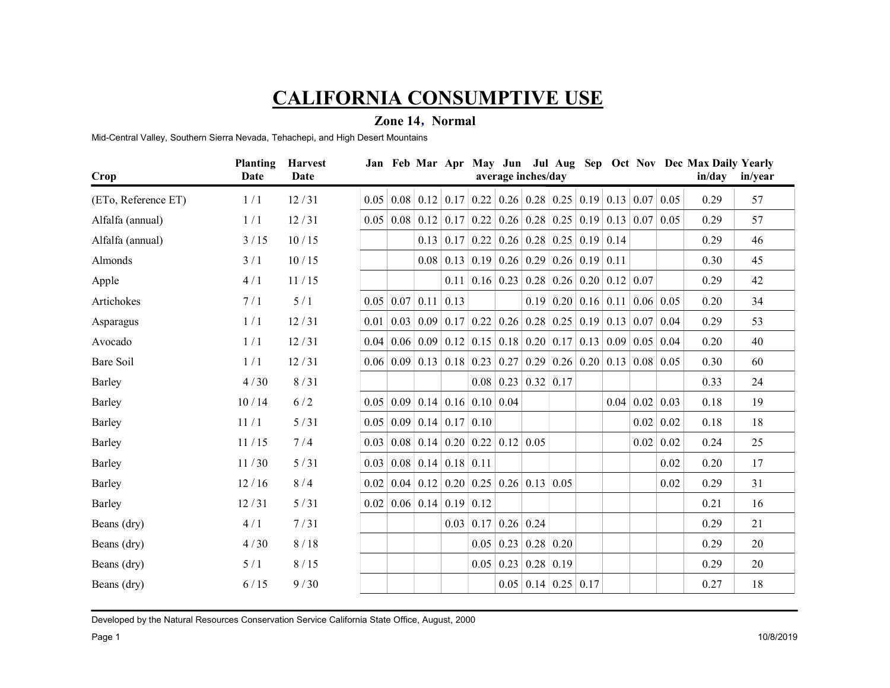# CALIFORNIA CONSUMPTIVE USE

## Zone 14, Normal

Mid-Central Valley, Southern Sierra Nevada, Tehachepi, and High Desert Mountains

| Crop | Planting Date | Harvest Date | Jan | Feb | Mar | Apr | May | Jun | Jul | Aug | Sep | Oct | Nov | Dec | Max Daily in/day | Yearly in/year |
|---|---|---|---|---|---|---|---|---|---|---|---|---|---|---|---|---|
| | | | average inches/day | | | | | | | | | | | | | |
| (ETo, Reference ET) | 1 / 1 | 12 / 31 | 0.05 | 0.08 | 0.12 | 0.17 | 0.22 | 0.26 | 0.28 | 0.25 | 0.19 | 0.13 | 0.07 | 0.05 | 0.29 | 57 |
| Alfalfa (annual) | 1 / 1 | 12 / 31 | 0.05 | 0.08 | 0.12 | 0.17 | 0.22 | 0.26 | 0.28 | 0.25 | 0.19 | 0.13 | 0.07 | 0.05 | 0.29 | 57 |
| Alfalfa (annual) | 3 / 15 | 10 / 15 | | | 0.13 | 0.17 | 0.22 | 0.26 | 0.28 | 0.25 | 0.19 | 0.14 | | | 0.29 | 46 |
| Almonds | 3 / 1 | 10 / 15 | | | 0.08 | 0.13 | 0.19 | 0.26 | 0.29 | 0.26 | 0.19 | 0.11 | | | 0.30 | 45 |
| Apple | 4 / 1 | 11 / 15 | | | | 0.11 | 0.16 | 0.23 | 0.28 | 0.26 | 0.20 | 0.12 | 0.07 | | 0.29 | 42 |
| Artichokes | 7 / 1 | 5 / 1 | 0.05 | 0.07 | 0.11 | 0.13 | | | 0.19 | 0.20 | 0.16 | 0.11 | 0.06 | 0.05 | 0.20 | 34 |
| Asparagus | 1 / 1 | 12 / 31 | 0.01 | 0.03 | 0.09 | 0.17 | 0.22 | 0.26 | 0.28 | 0.25 | 0.19 | 0.13 | 0.07 | 0.04 | 0.29 | 53 |
| Avocado | 1 / 1 | 12 / 31 | 0.04 | 0.06 | 0.09 | 0.12 | 0.15 | 0.18 | 0.20 | 0.17 | 0.13 | 0.09 | 0.05 | 0.04 | 0.20 | 40 |
| Bare Soil | 1 / 1 | 12 / 31 | 0.06 | 0.09 | 0.13 | 0.18 | 0.23 | 0.27 | 0.29 | 0.26 | 0.20 | 0.13 | 0.08 | 0.05 | 0.30 | 60 |
| Barley | 4 / 30 | 8 / 31 | | | | | 0.08 | 0.23 | 0.32 | 0.17 | | | | | 0.33 | 24 |
| Barley | 10 / 14 | 6 / 2 | 0.05 | 0.09 | 0.14 | 0.16 | 0.10 | 0.04 | | | | 0.04 | 0.02 | 0.03 | 0.18 | 19 |
| Barley | 11 / 1 | 5 / 31 | 0.05 | 0.09 | 0.14 | 0.17 | 0.10 | | | | | | 0.02 | 0.02 | 0.18 | 18 |
| Barley | 11 / 15 | 7 / 4 | 0.03 | 0.08 | 0.14 | 0.20 | 0.22 | 0.12 | 0.05 | | | | 0.02 | 0.02 | 0.24 | 25 |
| Barley | 11 / 30 | 5 / 31 | 0.03 | 0.08 | 0.14 | 0.18 | 0.11 | | | | | | | 0.02 | 0.20 | 17 |
| Barley | 12 / 16 | 8 / 4 | 0.02 | 0.04 | 0.12 | 0.20 | 0.25 | 0.26 | 0.13 | 0.05 | | | | 0.02 | 0.29 | 31 |
| Barley | 12 / 31 | 5 / 31 | 0.02 | 0.06 | 0.14 | 0.19 | 0.12 | | | | | | | | 0.21 | 16 |
| Beans (dry) | 4 / 1 | 7 / 31 | | | | 0.03 | 0.17 | 0.26 | 0.24 | | | | | | 0.29 | 21 |
| Beans (dry) | 4 / 30 | 8 / 18 | | | | | 0.05 | 0.23 | 0.28 | 0.20 | | | | | 0.29 | 20 |
| Beans (dry) | 5 / 1 | 8 / 15 | | | | | 0.05 | 0.23 | 0.28 | 0.19 | | | | | 0.29 | 20 |
| Beans (dry) | 6 / 15 | 9 / 30 | | | | | | 0.05 | 0.14 | 0.25 | 0.17 | | | | 0.27 | 18 |

Developed by the Natural Resources Conservation Service California State Office, August, 2000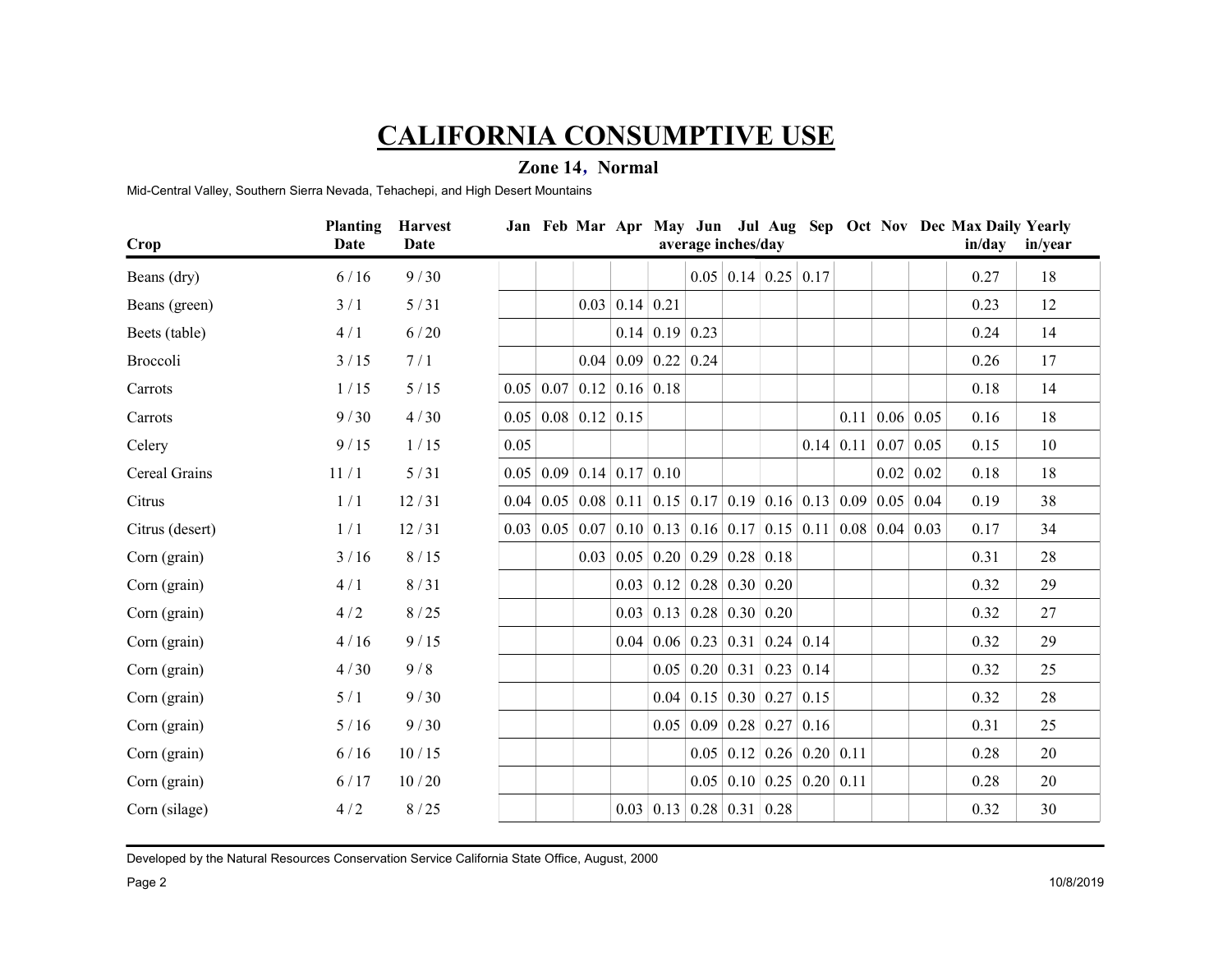# CALIFORNIA CONSUMPTIVE USE

## Zone 14, Normal

Mid-Central Valley, Southern Sierra Nevada, Tehachepi, and High Desert Mountains

| Crop | Planting Date | Harvest Date | Jan | Feb | Mar | Apr | May | Jun | Jul | Aug | Sep | Oct | Nov | Dec | Max Daily in/day | Yearly in/year |
|---|---|---|---|---|---|---|---|---|---|---|---|---|---|---|---|---|
| | | | | | | | average inches/day | | | | | | | | | |
| Beans (dry) | 6 / 16 | 9 / 30 | | | | | | 0.05 | 0.14 | 0.25 | 0.17 | | | | 0.27 | 18 |
| Beans (green) | 3 / 1 | 5 / 31 | | | 0.03 | 0.14 | 0.21 | | | | | | | | 0.23 | 12 |
| Beets (table) | 4 / 1 | 6 / 20 | | | | 0.14 | 0.19 | 0.23 | | | | | | | 0.24 | 14 |
| Broccoli | 3 / 15 | 7 / 1 | | | 0.04 | 0.09 | 0.22 | 0.24 | | | | | | | 0.26 | 17 |
| Carrots | 1 / 15 | 5 / 15 | 0.05 | 0.07 | 0.12 | 0.16 | 0.18 | | | | | | | | 0.18 | 14 |
| Carrots | 9 / 30 | 4 / 30 | 0.05 | 0.08 | 0.12 | 0.15 | | | | | | 0.11 | 0.06 | 0.05 | 0.16 | 18 |
| Celery | 9 / 15 | 1 / 15 | 0.05 | | | | | | | | 0.14 | 0.11 | 0.07 | 0.05 | 0.15 | 10 |
| Cereal Grains | 11 / 1 | 5 / 31 | 0.05 | 0.09 | 0.14 | 0.17 | 0.10 | | | | | | 0.02 | 0.02 | 0.18 | 18 |
| Citrus | 1 / 1 | 12 / 31 | 0.04 | 0.05 | 0.08 | 0.11 | 0.15 | 0.17 | 0.19 | 0.16 | 0.13 | 0.09 | 0.05 | 0.04 | 0.19 | 38 |
| Citrus (desert) | 1 / 1 | 12 / 31 | 0.03 | 0.05 | 0.07 | 0.10 | 0.13 | 0.16 | 0.17 | 0.15 | 0.11 | 0.08 | 0.04 | 0.03 | 0.17 | 34 |
| Corn (grain) | 3 / 16 | 8 / 15 | | | 0.03 | 0.05 | 0.20 | 0.29 | 0.28 | 0.18 | | | | | 0.31 | 28 |
| Corn (grain) | 4 / 1 | 8 / 31 | | | | 0.03 | 0.12 | 0.28 | 0.30 | 0.20 | | | | | 0.32 | 29 |
| Corn (grain) | 4 / 2 | 8 / 25 | | | | 0.03 | 0.13 | 0.28 | 0.30 | 0.20 | | | | | 0.32 | 27 |
| Corn (grain) | 4 / 16 | 9 / 15 | | | | 0.04 | 0.06 | 0.23 | 0.31 | 0.24 | 0.14 | | | | 0.32 | 29 |
| Corn (grain) | 4 / 30 | 9 / 8 | | | | | 0.05 | 0.20 | 0.31 | 0.23 | 0.14 | | | | 0.32 | 25 |
| Corn (grain) | 5 / 1 | 9 / 30 | | | | | 0.04 | 0.15 | 0.30 | 0.27 | 0.15 | | | | 0.32 | 28 |
| Corn (grain) | 5 / 16 | 9 / 30 | | | | | 0.05 | 0.09 | 0.28 | 0.27 | 0.16 | | | | 0.31 | 25 |
| Corn (grain) | 6 / 16 | 10 / 15 | | | | | | 0.05 | 0.12 | 0.26 | 0.20 | 0.11 | | | 0.28 | 20 |
| Corn (grain) | 6 / 17 | 10 / 20 | | | | | | 0.05 | 0.10 | 0.25 | 0.20 | 0.11 | | | 0.28 | 20 |
| Corn (silage) | 4 / 2 | 8 / 25 | | | | 0.03 | 0.13 | 0.28 | 0.31 | 0.28 | | | | | 0.32 | 30 |

Developed by the Natural Resources Conservation Service California State Office, August, 2000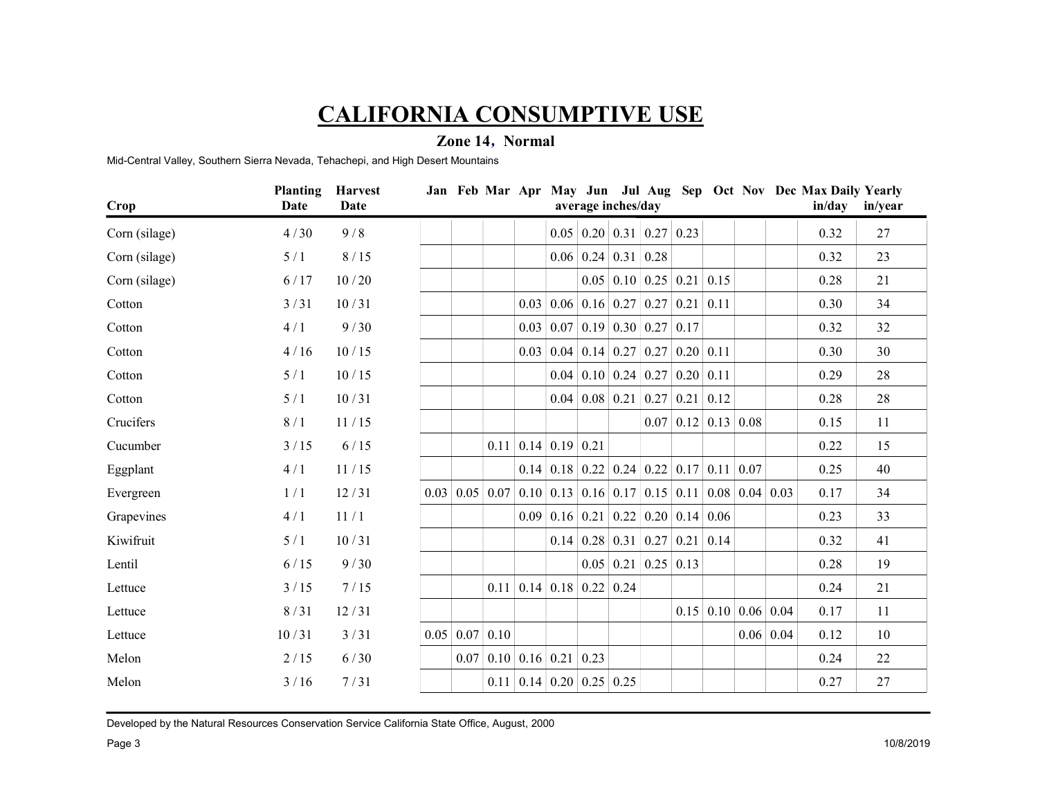# CALIFORNIA CONSUMPTIVE USE

## Zone 14, Normal

Mid-Central Valley, Southern Sierra Nevada, Tehachepi, and High Desert Mountains

| Crop | Planting Date | Harvest Date | Jan | Feb | Mar | Apr | May | Jun | Jul | Aug | Sep | Oct | Nov | Dec | Max Daily in/day | Yearly in/year |
|---|---|---|---|---|---|---|---|---|---|---|---|---|---|---|---|---|
| | | | | | | | average inches/day | | | | | | | | | |
| Corn (silage) | 4 / 30 | 9 / 8 | | | | | 0.05 | 0.20 | 0.31 | 0.27 | 0.23 | | | | 0.32 | 27 |
| Corn (silage) | 5 / 1 | 8 / 15 | | | | | 0.06 | 0.24 | 0.31 | 0.28 | | | | | 0.32 | 23 |
| Corn (silage) | 6 / 17 | 10 / 20 | | | | | | 0.05 | 0.10 | 0.25 | 0.21 | 0.15 | | | 0.28 | 21 |
| Cotton | 3 / 31 | 10 / 31 | | | | 0.03 | 0.06 | 0.16 | 0.27 | 0.27 | 0.21 | 0.11 | | | 0.30 | 34 |
| Cotton | 4 / 1 | 9 / 30 | | | | 0.03 | 0.07 | 0.19 | 0.30 | 0.27 | 0.17 | | | | 0.32 | 32 |
| Cotton | 4 / 16 | 10 / 15 | | | | 0.03 | 0.04 | 0.14 | 0.27 | 0.27 | 0.20 | 0.11 | | | 0.30 | 30 |
| Cotton | 5 / 1 | 10 / 15 | | | | | 0.04 | 0.10 | 0.24 | 0.27 | 0.20 | 0.11 | | | 0.29 | 28 |
| Cotton | 5 / 1 | 10 / 31 | | | | | 0.04 | 0.08 | 0.21 | 0.27 | 0.21 | 0.12 | | | 0.28 | 28 |
| Crucifers | 8 / 1 | 11 / 15 | | | | | | | | 0.07 | 0.12 | 0.13 | 0.08 | | 0.15 | 11 |
| Cucumber | 3 / 15 | 6 / 15 | | | 0.11 | 0.14 | 0.19 | 0.21 | | | | | | | 0.22 | 15 |
| Eggplant | 4 / 1 | 11 / 15 | | | | 0.14 | 0.18 | 0.22 | 0.24 | 0.22 | 0.17 | 0.11 | 0.07 | | 0.25 | 40 |
| Evergreen | 1 / 1 | 12 / 31 | 0.03 | 0.05 | 0.07 | 0.10 | 0.13 | 0.16 | 0.17 | 0.15 | 0.11 | 0.08 | 0.04 | 0.03 | 0.17 | 34 |
| Grapevines | 4 / 1 | 11 / 1 | | | | 0.09 | 0.16 | 0.21 | 0.22 | 0.20 | 0.14 | 0.06 | | | 0.23 | 33 |
| Kiwifruit | 5 / 1 | 10 / 31 | | | | | 0.14 | 0.28 | 0.31 | 0.27 | 0.21 | 0.14 | | | 0.32 | 41 |
| Lentil | 6 / 15 | 9 / 30 | | | | | | 0.05 | 0.21 | 0.25 | 0.13 | | | | 0.28 | 19 |
| Lettuce | 3 / 15 | 7 / 15 | | | 0.11 | 0.14 | 0.18 | 0.22 | 0.24 | | | | | | 0.24 | 21 |
| Lettuce | 8 / 31 | 12 / 31 | | | | | | | | | 0.15 | 0.10 | 0.06 | 0.04 | 0.17 | 11 |
| Lettuce | 10 / 31 | 3 / 31 | 0.05 | 0.07 | 0.10 | | | | | | | | 0.06 | 0.04 | 0.12 | 10 |
| Melon | 2 / 15 | 6 / 30 | | 0.07 | 0.10 | 0.16 | 0.21 | 0.23 | | | | | | | 0.24 | 22 |
| Melon | 3 / 16 | 7 / 31 | | | 0.11 | 0.14 | 0.20 | 0.25 | 0.25 | | | | | | 0.27 | 27 |

Developed by the Natural Resources Conservation Service California State Office, August, 2000

10/8/2019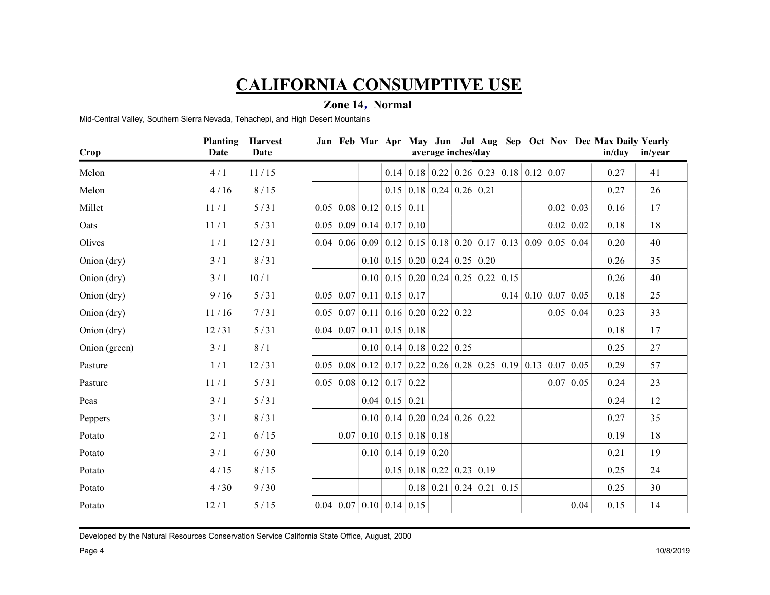# CALIFORNIA CONSUMPTIVE USE

## Zone 14, Normal

Mid-Central Valley, Southern Sierra Nevada, Tehachepi, and High Desert Mountains

| Crop | Planting Date | Harvest Date | Jan | Feb | Mar | Apr | May | Jun | Jul | Aug | Sep | Oct | Nov | Dec | Max Daily in/day | Yearly in/year |
|---|---|---|---|---|---|---|---|---|---|---|---|---|---|---|---|---|
| | | | | | | | average inches/day | | | | | | | | | |
| Melon | 4 / 1 | 11 / 15 | | | | 0.14 | 0.18 | 0.22 | 0.26 | 0.23 | 0.18 | 0.12 | 0.07 | | 0.27 | 41 |
| Melon | 4 / 16 | 8 / 15 | | | | 0.15 | 0.18 | 0.24 | 0.26 | 0.21 | | | | | 0.27 | 26 |
| Millet | 11 / 1 | 5 / 31 | 0.05 | 0.08 | 0.12 | 0.15 | 0.11 | | | | | | 0.02 | 0.03 | 0.16 | 17 |
| Oats | 11 / 1 | 5 / 31 | 0.05 | 0.09 | 0.14 | 0.17 | 0.10 | | | | | | 0.02 | 0.02 | 0.18 | 18 |
| Olives | 1 / 1 | 12 / 31 | 0.04 | 0.06 | 0.09 | 0.12 | 0.15 | 0.18 | 0.20 | 0.17 | 0.13 | 0.09 | 0.05 | 0.04 | 0.20 | 40 |
| Onion (dry) | 3 / 1 | 8 / 31 | | | 0.10 | 0.15 | 0.20 | 0.24 | 0.25 | 0.20 | | | | | 0.26 | 35 |
| Onion (dry) | 3 / 1 | 10 / 1 | | | 0.10 | 0.15 | 0.20 | 0.24 | 0.25 | 0.22 | 0.15 | | | | 0.26 | 40 |
| Onion (dry) | 9 / 16 | 5 / 31 | 0.05 | 0.07 | 0.11 | 0.15 | 0.17 | | | | 0.14 | 0.10 | 0.07 | 0.05 | 0.18 | 25 |
| Onion (dry) | 11 / 16 | 7 / 31 | 0.05 | 0.07 | 0.11 | 0.16 | 0.20 | 0.22 | 0.22 | | | | 0.05 | 0.04 | 0.23 | 33 |
| Onion (dry) | 12 / 31 | 5 / 31 | 0.04 | 0.07 | 0.11 | 0.15 | 0.18 | | | | | | | | 0.18 | 17 |
| Onion (green) | 3 / 1 | 8 / 1 | | | 0.10 | 0.14 | 0.18 | 0.22 | 0.25 | | | | | | 0.25 | 27 |
| Pasture | 1 / 1 | 12 / 31 | 0.05 | 0.08 | 0.12 | 0.17 | 0.22 | 0.26 | 0.28 | 0.25 | 0.19 | 0.13 | 0.07 | 0.05 | 0.29 | 57 |
| Pasture | 11 / 1 | 5 / 31 | 0.05 | 0.08 | 0.12 | 0.17 | 0.22 | | | | | | 0.07 | 0.05 | 0.24 | 23 |
| Peas | 3 / 1 | 5 / 31 | | | 0.04 | 0.15 | 0.21 | | | | | | | | 0.24 | 12 |
| Peppers | 3 / 1 | 8 / 31 | | | 0.10 | 0.14 | 0.20 | 0.24 | 0.26 | 0.22 | | | | | 0.27 | 35 |
| Potato | 2 / 1 | 6 / 15 | | 0.07 | 0.10 | 0.15 | 0.18 | 0.18 | | | | | | | 0.19 | 18 |
| Potato | 3 / 1 | 6 / 30 | | | 0.10 | 0.14 | 0.19 | 0.20 | | | | | | | 0.21 | 19 |
| Potato | 4 / 15 | 8 / 15 | | | | 0.15 | 0.18 | 0.22 | 0.23 | 0.19 | | | | | 0.25 | 24 |
| Potato | 4 / 30 | 9 / 30 | | | | | 0.18 | 0.21 | 0.24 | 0.21 | 0.15 | | | | 0.25 | 30 |
| Potato | 12 / 1 | 5 / 15 | 0.04 | 0.07 | 0.10 | 0.14 | 0.15 | | | | | | | 0.04 | 0.15 | 14 |

Developed by the Natural Resources Conservation Service California State Office, August, 2000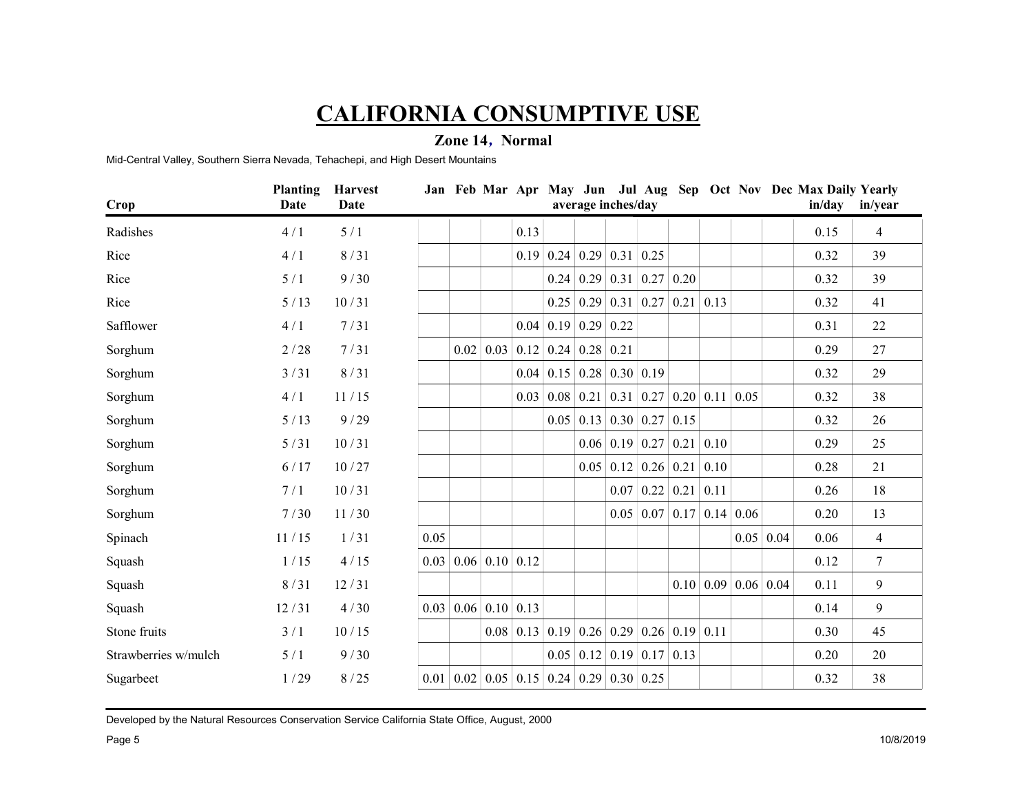# CALIFORNIA CONSUMPTIVE USE

## Zone 14, Normal

Mid-Central Valley, Southern Sierra Nevada, Tehachepi, and High Desert Mountains

| Crop | Planting Date | Harvest Date | Jan | Feb | Mar | Apr | May | Jun | Jul | Aug | Sep | Oct | Nov | Dec | Max Daily in/day | Yearly in/year |
|---|---|---|---|---|---|---|---|---|---|---|---|---|---|---|---|---|
| | | | | | | | average inches/day | | | | | | | | | |
| Radishes | 4 / 1 | 5 / 1 | | | | 0.13 | | | | | | | | | 0.15 | 4 |
| Rice | 4 / 1 | 8 / 31 | | | | 0.19 | 0.24 | 0.29 | 0.31 | 0.25 | | | | | 0.32 | 39 |
| Rice | 5 / 1 | 9 / 30 | | | | | 0.24 | 0.29 | 0.31 | 0.27 | 0.20 | | | | 0.32 | 39 |
| Rice | 5 / 13 | 10 / 31 | | | | | 0.25 | 0.29 | 0.31 | 0.27 | 0.21 | 0.13 | | | 0.32 | 41 |
| Safflower | 4 / 1 | 7 / 31 | | | | 0.04 | 0.19 | 0.29 | 0.22 | | | | | | 0.31 | 22 |
| Sorghum | 2 / 28 | 7 / 31 | | 0.02 | 0.03 | 0.12 | 0.24 | 0.28 | 0.21 | | | | | | 0.29 | 27 |
| Sorghum | 3 / 31 | 8 / 31 | | | | 0.04 | 0.15 | 0.28 | 0.30 | 0.19 | | | | | 0.32 | 29 |
| Sorghum | 4 / 1 | 11 / 15 | | | | 0.03 | 0.08 | 0.21 | 0.31 | 0.27 | 0.20 | 0.11 | 0.05 | | 0.32 | 38 |
| Sorghum | 5 / 13 | 9 / 29 | | | | | 0.05 | 0.13 | 0.30 | 0.27 | 0.15 | | | | 0.32 | 26 |
| Sorghum | 5 / 31 | 10 / 31 | | | | | | 0.06 | 0.19 | 0.27 | 0.21 | 0.10 | | | 0.29 | 25 |
| Sorghum | 6 / 17 | 10 / 27 | | | | | | 0.05 | 0.12 | 0.26 | 0.21 | 0.10 | | | 0.28 | 21 |
| Sorghum | 7 / 1 | 10 / 31 | | | | | | | 0.07 | 0.22 | 0.21 | 0.11 | | | 0.26 | 18 |
| Sorghum | 7 / 30 | 11 / 30 | | | | | | | 0.05 | 0.07 | 0.17 | 0.14 | 0.06 | | 0.20 | 13 |
| Spinach | 11 / 15 | 1 / 31 | 0.05 | | | | | | | | | | 0.05 | 0.04 | 0.06 | 4 |
| Squash | 1 / 15 | 4 / 15 | 0.03 | 0.06 | 0.10 | 0.12 | | | | | | | | | 0.12 | 7 |
| Squash | 8 / 31 | 12 / 31 | | | | | | | | | 0.10 | 0.09 | 0.06 | 0.04 | 0.11 | 9 |
| Squash | 12 / 31 | 4 / 30 | 0.03 | 0.06 | 0.10 | 0.13 | | | | | | | | | 0.14 | 9 |
| Stone fruits | 3 / 1 | 10 / 15 | | | 0.08 | 0.13 | 0.19 | 0.26 | 0.29 | 0.26 | 0.19 | 0.11 | | | 0.30 | 45 |
| Strawberries w/mulch | 5 / 1 | 9 / 30 | | | | | 0.05 | 0.12 | 0.19 | 0.17 | 0.13 | | | | 0.20 | 20 |
| Sugarbeet | 1 / 29 | 8 / 25 | 0.01 | 0.02 | 0.05 | 0.15 | 0.24 | 0.29 | 0.30 | 0.25 | | | | | 0.32 | 38 |

Developed by the Natural Resources Conservation Service California State Office, August, 2000

10/8/2019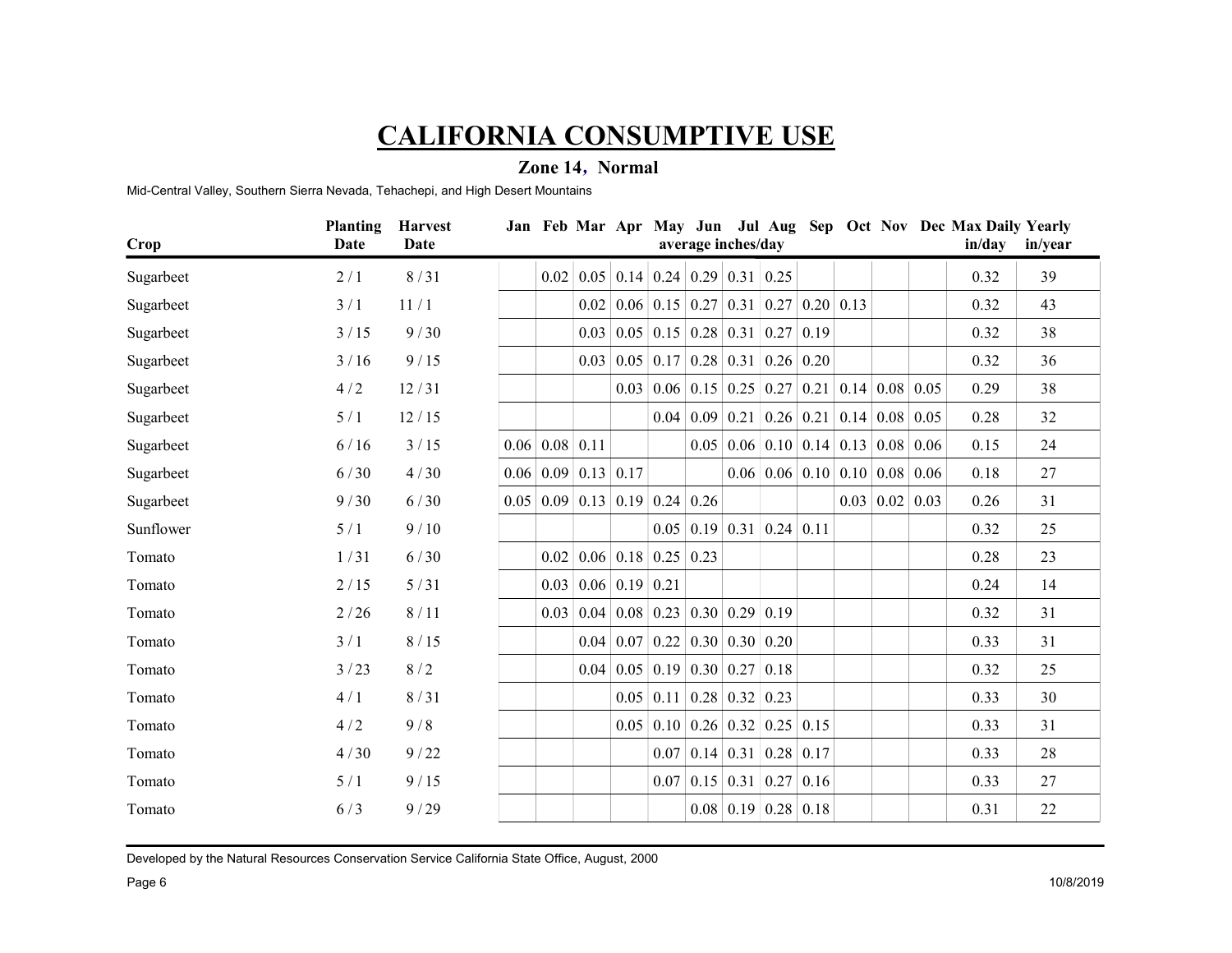# CALIFORNIA CONSUMPTIVE USE

## Zone 14, Normal

Mid-Central Valley, Southern Sierra Nevada, Tehachepi, and High Desert Mountains

| Crop | Planting Date | Harvest Date | Jan | Feb | Mar | Apr | May | Jun | Jul | Aug | Sep | Oct | Nov | Dec | Max Daily in/day | Yearly in/year |
|---|---|---|---|---|---|---|---|---|---|---|---|---|---|---|---|---|
| | | | | | | | average inches/day | | | | | | | | | |
| Sugarbeet | 2 / 1 | 8 / 31 | | 0.02 | 0.05 | 0.14 | 0.24 | 0.29 | 0.31 | 0.25 | | | | | 0.32 | 39 |
| Sugarbeet | 3 / 1 | 11 / 1 | | | 0.02 | 0.06 | 0.15 | 0.27 | 0.31 | 0.27 | 0.20 | 0.13 | | | 0.32 | 43 |
| Sugarbeet | 3 / 15 | 9 / 30 | | | 0.03 | 0.05 | 0.15 | 0.28 | 0.31 | 0.27 | 0.19 | | | | 0.32 | 38 |
| Sugarbeet | 3 / 16 | 9 / 15 | | | 0.03 | 0.05 | 0.17 | 0.28 | 0.31 | 0.26 | 0.20 | | | | 0.32 | 36 |
| Sugarbeet | 4 / 2 | 12 / 31 | | | | 0.03 | 0.06 | 0.15 | 0.25 | 0.27 | 0.21 | 0.14 | 0.08 | 0.05 | 0.29 | 38 |
| Sugarbeet | 5 / 1 | 12 / 15 | | | | | 0.04 | 0.09 | 0.21 | 0.26 | 0.21 | 0.14 | 0.08 | 0.05 | 0.28 | 32 |
| Sugarbeet | 6 / 16 | 3 / 15 | 0.06 | 0.08 | 0.11 | | | 0.05 | 0.06 | 0.10 | 0.14 | 0.13 | 0.08 | 0.06 | 0.15 | 24 |
| Sugarbeet | 6 / 30 | 4 / 30 | 0.06 | 0.09 | 0.13 | 0.17 | | | 0.06 | 0.06 | 0.10 | 0.10 | 0.08 | 0.06 | 0.18 | 27 |
| Sugarbeet | 9 / 30 | 6 / 30 | 0.05 | 0.09 | 0.13 | 0.19 | 0.24 | 0.26 | | | | 0.03 | 0.02 | 0.03 | 0.26 | 31 |
| Sunflower | 5 / 1 | 9 / 10 | | | | | 0.05 | 0.19 | 0.31 | 0.24 | 0.11 | | | | 0.32 | 25 |
| Tomato | 1 / 31 | 6 / 30 | | 0.02 | 0.06 | 0.18 | 0.25 | 0.23 | | | | | | | 0.28 | 23 |
| Tomato | 2 / 15 | 5 / 31 | | 0.03 | 0.06 | 0.19 | 0.21 | | | | | | | | 0.24 | 14 |
| Tomato | 2 / 26 | 8 / 11 | | 0.03 | 0.04 | 0.08 | 0.23 | 0.30 | 0.29 | 0.19 | | | | | 0.32 | 31 |
| Tomato | 3 / 1 | 8 / 15 | | | 0.04 | 0.07 | 0.22 | 0.30 | 0.30 | 0.20 | | | | | 0.33 | 31 |
| Tomato | 3 / 23 | 8 / 2 | | | 0.04 | 0.05 | 0.19 | 0.30 | 0.27 | 0.18 | | | | | 0.32 | 25 |
| Tomato | 4 / 1 | 8 / 31 | | | | 0.05 | 0.11 | 0.28 | 0.32 | 0.23 | | | | | 0.33 | 30 |
| Tomato | 4 / 2 | 9 / 8 | | | | 0.05 | 0.10 | 0.26 | 0.32 | 0.25 | 0.15 | | | | 0.33 | 31 |
| Tomato | 4 / 30 | 9 / 22 | | | | | 0.07 | 0.14 | 0.31 | 0.28 | 0.17 | | | | 0.33 | 28 |
| Tomato | 5 / 1 | 9 / 15 | | | | | 0.07 | 0.15 | 0.31 | 0.27 | 0.16 | | | | 0.33 | 27 |
| Tomato | 6 / 3 | 9 / 29 | | | | | | 0.08 | 0.19 | 0.28 | 0.18 | | | | 0.31 | 22 |

Developed by the Natural Resources Conservation Service California State Office, August, 2000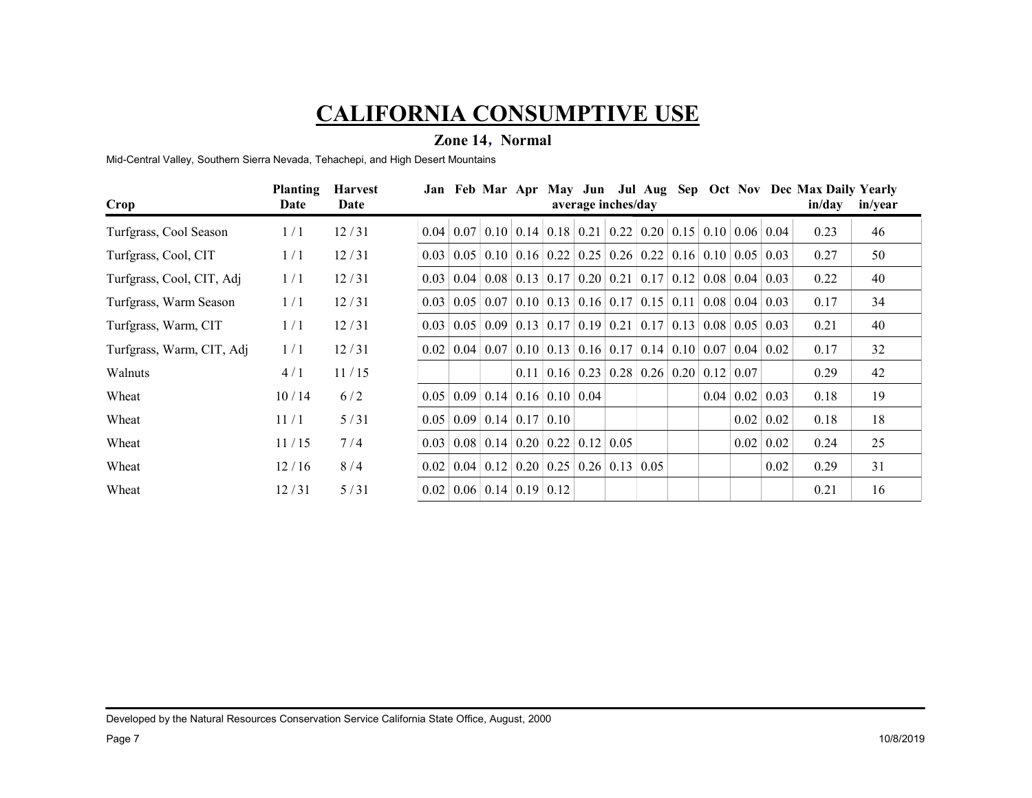# CALIFORNIA CONSUMPTIVE USE

## Zone 14, Normal

Mid-Central Valley, Southern Sierra Nevada, Tehachepi, and High Desert Mountains

| Crop | Planting Date | Harvest Date | Jan | Feb | Mar | Apr | May | Jun | Jul | Aug | Sep | Oct | Nov | Dec | Max Daily in/day | Yearly in/year |
|---|---|---|---|---|---|---|---|---|---|---|---|---|---|---|---|---|
| | | | average inches/day | | | | | | | | | | | | | |
| Turfgrass, Cool Season | 1 / 1 | 12 / 31 | 0.04 | 0.07 | 0.10 | 0.14 | 0.18 | 0.21 | 0.22 | 0.20 | 0.15 | 0.10 | 0.06 | 0.04 | 0.23 | 46 |
| Turfgrass, Cool, CIT | 1 / 1 | 12 / 31 | 0.03 | 0.05 | 0.10 | 0.16 | 0.22 | 0.25 | 0.26 | 0.22 | 0.16 | 0.10 | 0.05 | 0.03 | 0.27 | 50 |
| Turfgrass, Cool, CIT, Adj | 1 / 1 | 12 / 31 | 0.03 | 0.04 | 0.08 | 0.13 | 0.17 | 0.20 | 0.21 | 0.17 | 0.12 | 0.08 | 0.04 | 0.03 | 0.22 | 40 |
| Turfgrass, Warm Season | 1 / 1 | 12 / 31 | 0.03 | 0.05 | 0.07 | 0.10 | 0.13 | 0.16 | 0.17 | 0.15 | 0.11 | 0.08 | 0.04 | 0.03 | 0.17 | 34 |
| Turfgrass, Warm, CIT | 1 / 1 | 12 / 31 | 0.03 | 0.05 | 0.09 | 0.13 | 0.17 | 0.19 | 0.21 | 0.17 | 0.13 | 0.08 | 0.05 | 0.03 | 0.21 | 40 |
| Turfgrass, Warm, CIT, Adj | 1 / 1 | 12 / 31 | 0.02 | 0.04 | 0.07 | 0.10 | 0.13 | 0.16 | 0.17 | 0.14 | 0.10 | 0.07 | 0.04 | 0.02 | 0.17 | 32 |
| Walnuts | 4 / 1 | 11 / 15 | | | | 0.11 | 0.16 | 0.23 | 0.28 | 0.26 | 0.20 | 0.12 | 0.07 | | 0.29 | 42 |
| Wheat | 10 / 14 | 6 / 2 | 0.05 | 0.09 | 0.14 | 0.16 | 0.10 | 0.04 | | | | 0.04 | 0.02 | 0.03 | 0.18 | 19 |
| Wheat | 11 / 1 | 5 / 31 | 0.05 | 0.09 | 0.14 | 0.17 | 0.10 | | | | | | 0.02 | 0.02 | 0.18 | 18 |
| Wheat | 11 / 15 | 7 / 4 | 0.03 | 0.08 | 0.14 | 0.20 | 0.22 | 0.12 | 0.05 | | | | 0.02 | 0.02 | 0.24 | 25 |
| Wheat | 12 / 16 | 8 / 4 | 0.02 | 0.04 | 0.12 | 0.20 | 0.25 | 0.26 | 0.13 | 0.05 | | | | 0.02 | 0.29 | 31 |
| Wheat | 12 / 31 | 5 / 31 | 0.02 | 0.06 | 0.14 | 0.19 | 0.12 | | | | | | | | 0.21 | 16 |